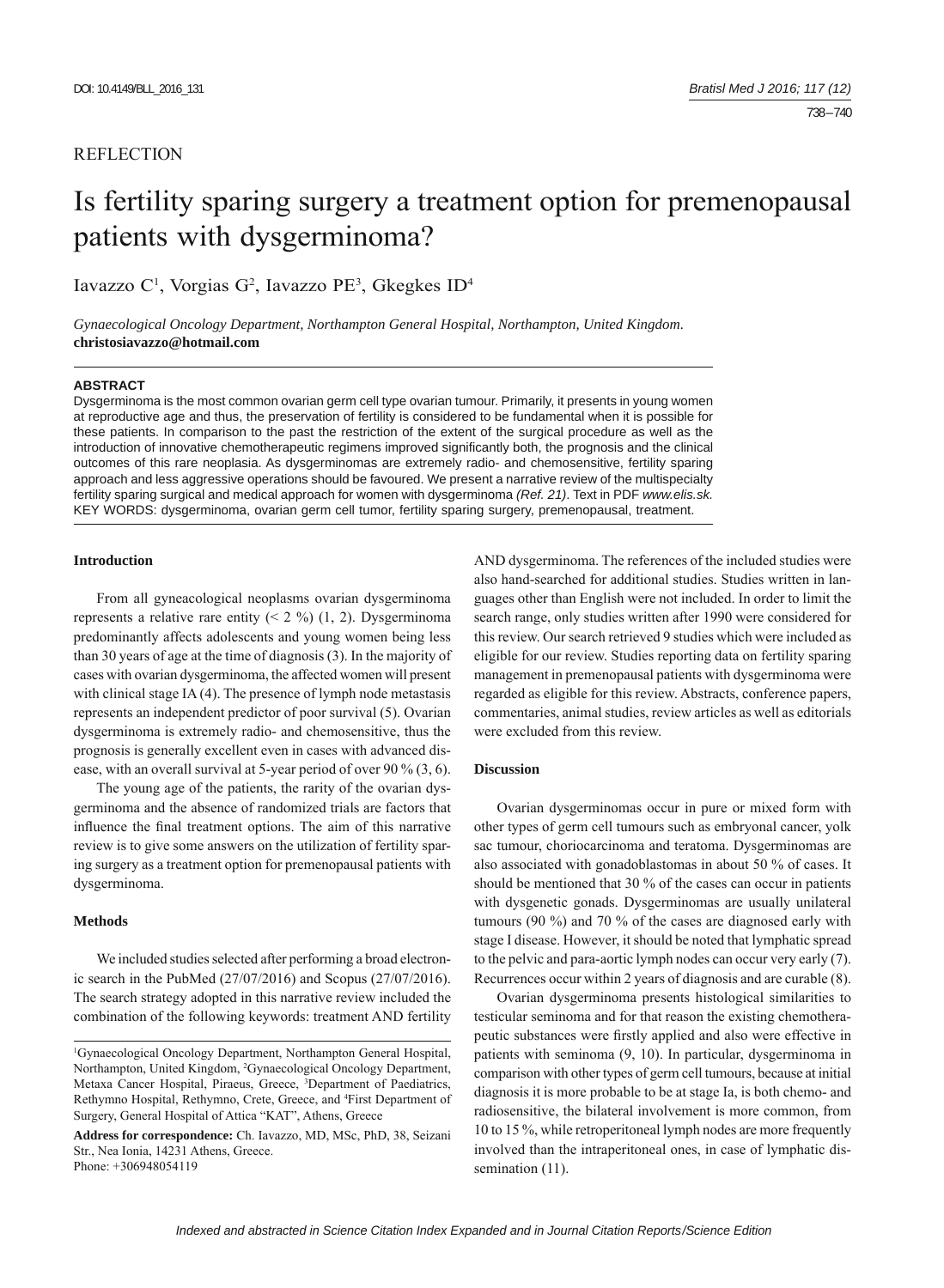REFLECTION

# Is fertility sparing surgery a treatment option for premenopausal patients with dysgerminoma?

Iavazzo C[1], Vorgias G[2], Iavazzo PE[3], Gkegkes ID[4]

*Gynaecological Oncology Department, Northampton General Hospital, Northampton, United Kingdom.*
**christosiavazzo@hotmail.com**

## ABSTRACT

Dysgerminoma is the most common ovarian germ cell type ovarian tumour. Primarily, it presents in young women at reproductive age and thus, the preservation of fertility is considered to be fundamental when it is possible for these patients. In comparison to the past the restriction of the extent of the surgical procedure as well as the introduction of innovative chemotherapeutic regimens improved significantly both, the prognosis and the clinical outcomes of this rare neoplasia. As dysgerminomas are extremely radio- and chemosensitive, fertility sparing approach and less aggressive operations should be favoured. We present a narrative review of the multispecialty fertility sparing surgical and medical approach for women with dysgerminoma *(Ref. 21)*. Text in PDF *www.elis.sk.*
KEY WORDS: dysgerminoma, ovarian germ cell tumor, fertility sparing surgery, premenopausal, treatment.

### Introduction

From all gyneacological neoplasms ovarian dysgerminoma represents a relative rare entity (< 2 %) (1, 2). Dysgerminoma predominantly affects adolescents and young women being less than 30 years of age at the time of diagnosis (3). In the majority of cases with ovarian dysgerminoma, the affected women will present with clinical stage IA (4). The presence of lymph node metastasis represents an independent predictor of poor survival (5). Ovarian dysgerminoma is extremely radio- and chemosensitive, thus the prognosis is generally excellent even in cases with advanced disease, with an overall survival at 5-year period of over 90 % (3, 6).

The young age of the patients, the rarity of the ovarian dysgerminoma and the absence of randomized trials are factors that influence the final treatment options. The aim of this narrative review is to give some answers on the utilization of fertility sparing surgery as a treatment option for premenopausal patients with dysgerminoma.

### Methods

We included studies selected after performing a broad electronic search in the PubMed (27/07/2016) and Scopus (27/07/2016). The search strategy adopted in this narrative review included the combination of the following keywords: treatment AND fertility AND dysgerminoma. The references of the included studies were also hand-searched for additional studies. Studies written in languages other than English were not included. In order to limit the search range, only studies written after 1990 were considered for this review. Our search retrieved 9 studies which were included as eligible for our review. Studies reporting data on fertility sparing management in premenopausal patients with dysgerminoma were regarded as eligible for this review. Abstracts, conference papers, commentaries, animal studies, review articles as well as editorials were excluded from this review.

### Discussion

Ovarian dysgerminomas occur in pure or mixed form with other types of germ cell tumours such as embryonal cancer, yolk sac tumour, choriocarcinoma and teratoma. Dysgerminomas are also associated with gonadoblastomas in about 50 % of cases. It should be mentioned that 30 % of the cases can occur in patients with dysgenetic gonads. Dysgerminomas are usually unilateral tumours (90 %) and 70 % of the cases are diagnosed early with stage I disease. However, it should be noted that lymphatic spread to the pelvic and para-aortic lymph nodes can occur very early (7). Recurrences occur within 2 years of diagnosis and are curable (8).

Ovarian dysgerminoma presents histological similarities to testicular seminoma and for that reason the existing chemotherapeutic substances were firstly applied and also were effective in patients with seminoma (9, 10). In particular, dysgerminoma in comparison with other types of germ cell tumours, because at initial diagnosis it is more probable to be at stage Ia, is both chemo- and radiosensitive, the bilateral involvement is more common, from 10 to 15 %, while retroperitoneal lymph nodes are more frequently involved than the intraperitoneal ones, in case of lymphatic dissemination (11).

---

[1]Gynaecological Oncology Department, Northampton General Hospital, Northampton, United Kingdom, [2]Gynaecological Oncology Department, Metaxa Cancer Hospital, Piraeus, Greece, [3]Department of Paediatrics, Rethymno Hospital, Rethymno, Crete, Greece, and [4]First Department of Surgery, General Hospital of Attica "KAT", Athens, Greece

**Address for correspondence:** Ch. Iavazzo, MD, MSc, PhD, 38, Seizani Str., Nea Ionia, 14231 Athens, Greece.
Phone: +306948054119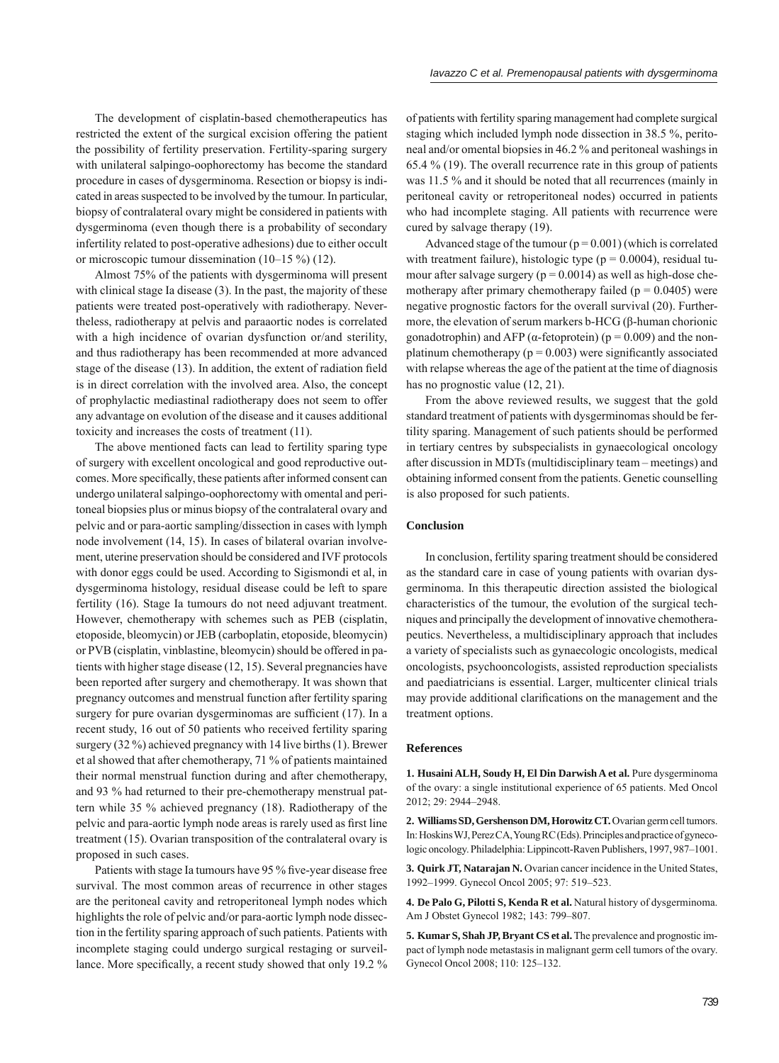The development of cisplatin-based chemotherapeutics has restricted the extent of the surgical excision offering the patient the possibility of fertility preservation. Fertility-sparing surgery with unilateral salpingo-oophorectomy has become the standard procedure in cases of dysgerminoma. Resection or biopsy is indicated in areas suspected to be involved by the tumour. In particular, biopsy of contralateral ovary might be considered in patients with dysgerminoma (even though there is a probability of secondary infertility related to post-operative adhesions) due to either occult or microscopic tumour dissemination (10–15 %) (12).

Almost 75% of the patients with dysgerminoma will present with clinical stage Ia disease (3). In the past, the majority of these patients were treated post-operatively with radiotherapy. Nevertheless, radiotherapy at pelvis and paraaortic nodes is correlated with a high incidence of ovarian dysfunction or/and sterility, and thus radiotherapy has been recommended at more advanced stage of the disease (13). In addition, the extent of radiation field is in direct correlation with the involved area. Also, the concept of prophylactic mediastinal radiotherapy does not seem to offer any advantage on evolution of the disease and it causes additional toxicity and increases the costs of treatment (11).

The above mentioned facts can lead to fertility sparing type of surgery with excellent oncological and good reproductive outcomes. More specifically, these patients after informed consent can undergo unilateral salpingo-oophorectomy with omental and peritoneal biopsies plus or minus biopsy of the contralateral ovary and pelvic and or para-aortic sampling/dissection in cases with lymph node involvement (14, 15). In cases of bilateral ovarian involvement, uterine preservation should be considered and IVF protocols with donor eggs could be used. According to Sigismondi et al, in dysgerminoma histology, residual disease could be left to spare fertility (16). Stage Ia tumours do not need adjuvant treatment. However, chemotherapy with schemes such as PEB (cisplatin, etoposide, bleomycin) or JEB (carboplatin, etoposide, bleomycin) or PVB (cisplatin, vinblastine, bleomycin) should be offered in patients with higher stage disease (12, 15). Several pregnancies have been reported after surgery and chemotherapy. It was shown that pregnancy outcomes and menstrual function after fertility sparing surgery for pure ovarian dysgerminomas are sufficient (17). In a recent study, 16 out of 50 patients who received fertility sparing surgery (32 %) achieved pregnancy with 14 live births (1). Brewer et al showed that after chemotherapy, 71 % of patients maintained their normal menstrual function during and after chemotherapy, and 93 % had returned to their pre-chemotherapy menstrual pattern while 35 % achieved pregnancy (18). Radiotherapy of the pelvic and para-aortic lymph node areas is rarely used as first line treatment (15). Ovarian transposition of the contralateral ovary is proposed in such cases.

Patients with stage Ia tumours have 95 % five-year disease free survival. The most common areas of recurrence in other stages are the peritoneal cavity and retroperitoneal lymph nodes which highlights the role of pelvic and/or para-aortic lymph node dissection in the fertility sparing approach of such patients. Patients with incomplete staging could undergo surgical restaging or surveillance. More specifically, a recent study showed that only 19.2 % of patients with fertility sparing management had complete surgical staging which included lymph node dissection in 38.5 %, peritoneal and/or omental biopsies in 46.2 % and peritoneal washings in 65.4 % (19). The overall recurrence rate in this group of patients was 11.5 % and it should be noted that all recurrences (mainly in peritoneal cavity or retroperitoneal nodes) occurred in patients who had incomplete staging. All patients with recurrence were cured by salvage therapy (19).

Advanced stage of the tumour ($p = 0.001$) (which is correlated with treatment failure), histologic type ($p = 0.0004$), residual tumour after salvage surgery ($p = 0.0014$) as well as high-dose chemotherapy after primary chemotherapy failed ($p = 0.0405$) were negative prognostic factors for the overall survival (20). Furthermore, the elevation of serum markers b-HCG (β-human chorionic gonadotrophin) and AFP (α-fetoprotein) ($p = 0.009$) and the non-platinum chemotherapy ($p = 0.003$) were significantly associated with relapse whereas the age of the patient at the time of diagnosis has no prognostic value (12, 21).

From the above reviewed results, we suggest that the gold standard treatment of patients with dysgerminomas should be fertility sparing. Management of such patients should be performed in tertiary centres by subspecialists in gynaecological oncology after discussion in MDTs (multidisciplinary team – meetings) and obtaining informed consent from the patients. Genetic counselling is also proposed for such patients.

## Conclusion

In conclusion, fertility sparing treatment should be considered as the standard care in case of young patients with ovarian dysgerminoma. In this therapeutic direction assisted the biological characteristics of the tumour, the evolution of the surgical techniques and principally the development of innovative chemotherapeutics. Nevertheless, a multidisciplinary approach that includes a variety of specialists such as gynaecologic oncologists, medical oncologists, psychooncologists, assisted reproduction specialists and paediatricians is essential. Larger, multicenter clinical trials may provide additional clarifications on the management and the treatment options.

## References

**1. Husaini ALH, Soudy H, El Din Darwish A et al.** Pure dysgerminoma of the ovary: a single institutional experience of 65 patients. Med Oncol 2012; 29: 2944–2948.

**2. Williams SD, Gershenson DM, Horowitz CT.** Ovarian germ cell tumors. In: Hoskins WJ, Perez CA, Young RC (Eds). Principles and practice of gynecologic oncology. Philadelphia: Lippincott-Raven Publishers, 1997, 987–1001.

**3. Quirk JT, Natarajan N.** Ovarian cancer incidence in the United States, 1992–1999. Gynecol Oncol 2005; 97: 519–523.

**4. De Palo G, Pilotti S, Kenda R et al.** Natural history of dysgerminoma. Am J Obstet Gynecol 1982; 143: 799–807.

**5. Kumar S, Shah JP, Bryant CS et al.** The prevalence and prognostic impact of lymph node metastasis in malignant germ cell tumors of the ovary. Gynecol Oncol 2008; 110: 125–132.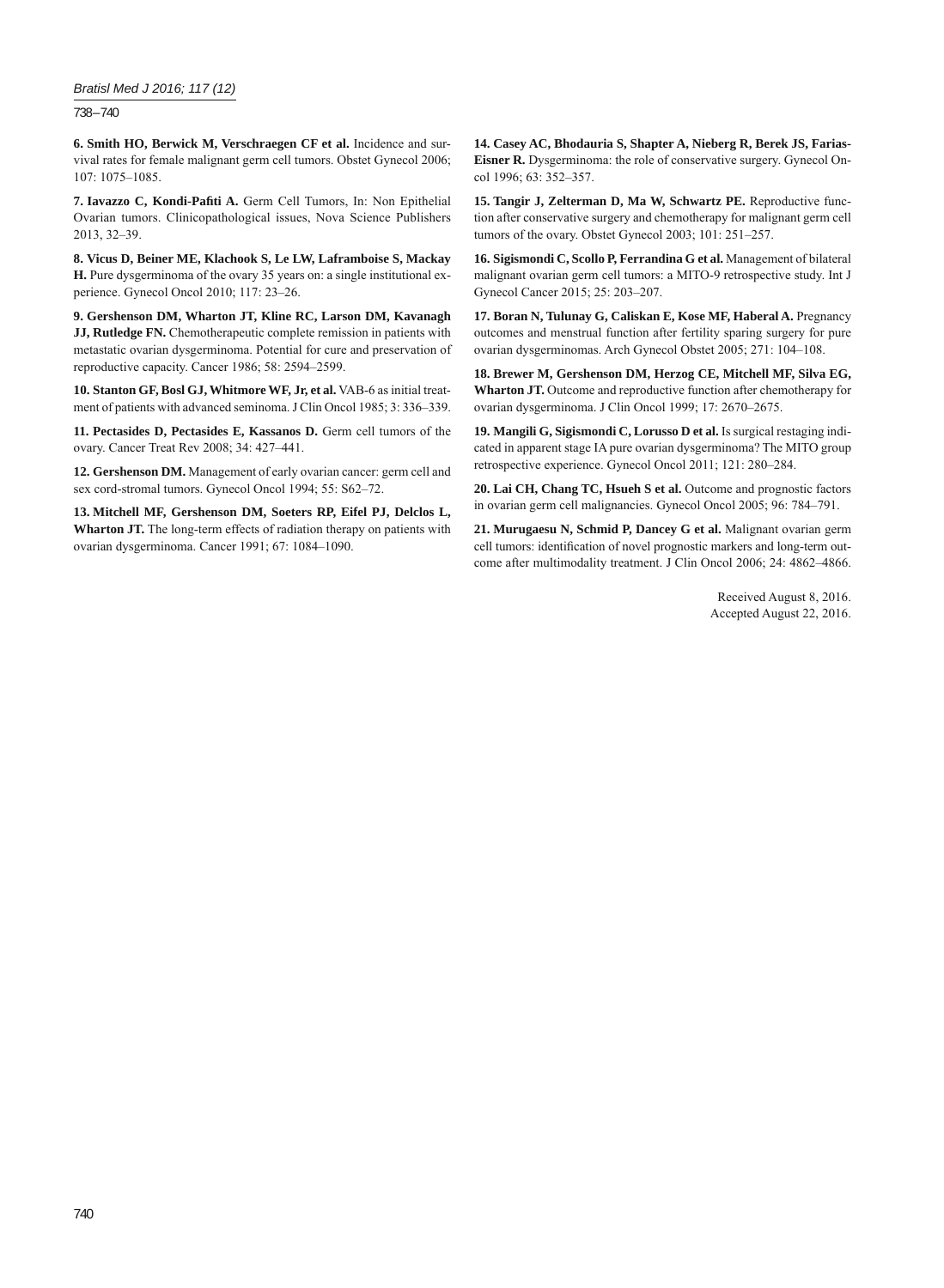**6. Smith HO, Berwick M, Verschraegen CF et al.** Incidence and survival rates for female malignant germ cell tumors. Obstet Gynecol 2006; 107: 1075–1085.

**7. Iavazzo C, Kondi-Pafiti A.** Germ Cell Tumors, In: Non Epithelial Ovarian tumors. Clinicopathological issues, Nova Science Publishers 2013, 32–39.

**8. Vicus D, Beiner ME, Klachook S, Le LW, Laframboise S, Mackay H.** Pure dysgerminoma of the ovary 35 years on: a single institutional experience. Gynecol Oncol 2010; 117: 23–26.

**9. Gershenson DM, Wharton JT, Kline RC, Larson DM, Kavanagh JJ, Rutledge FN.** Chemotherapeutic complete remission in patients with metastatic ovarian dysgerminoma. Potential for cure and preservation of reproductive capacity. Cancer 1986; 58: 2594–2599.

**10. Stanton GF, Bosl GJ, Whitmore WF, Jr, et al.** VAB-6 as initial treatment of patients with advanced seminoma. J Clin Oncol 1985; 3: 336–339.

**11. Pectasides D, Pectasides E, Kassanos D.** Germ cell tumors of the ovary. Cancer Treat Rev 2008; 34: 427–441.

**12. Gershenson DM.** Management of early ovarian cancer: germ cell and sex cord-stromal tumors. Gynecol Oncol 1994; 55: S62–72.

**13. Mitchell MF, Gershenson DM, Soeters RP, Eifel PJ, Delclos L, Wharton JT.** The long-term effects of radiation therapy on patients with ovarian dysgerminoma. Cancer 1991; 67: 1084–1090.

**14. Casey AC, Bhodauria S, Shapter A, Nieberg R, Berek JS, Farias-Eisner R.** Dysgerminoma: the role of conservative surgery. Gynecol Oncol 1996; 63: 352–357.

**15. Tangir J, Zelterman D, Ma W, Schwartz PE.** Reproductive function after conservative surgery and chemotherapy for malignant germ cell tumors of the ovary. Obstet Gynecol 2003; 101: 251–257.

**16. Sigismondi C, Scollo P, Ferrandina G et al.** Management of bilateral malignant ovarian germ cell tumors: a MITO-9 retrospective study. Int J Gynecol Cancer 2015; 25: 203–207.

**17. Boran N, Tulunay G, Caliskan E, Kose MF, Haberal A.** Pregnancy outcomes and menstrual function after fertility sparing surgery for pure ovarian dysgerminomas. Arch Gynecol Obstet 2005; 271: 104–108.

**18. Brewer M, Gershenson DM, Herzog CE, Mitchell MF, Silva EG, Wharton JT.** Outcome and reproductive function after chemotherapy for ovarian dysgerminoma. J Clin Oncol 1999; 17: 2670–2675.

**19. Mangili G, Sigismondi C, Lorusso D et al.** Is surgical restaging indicated in apparent stage IA pure ovarian dysgerminoma? The MITO group retrospective experience. Gynecol Oncol 2011; 121: 280–284.

**20. Lai CH, Chang TC, Hsueh S et al.** Outcome and prognostic factors in ovarian germ cell malignancies. Gynecol Oncol 2005; 96: 784–791.

**21. Murugaesu N, Schmid P, Dancey G et al.** Malignant ovarian germ cell tumors: identification of novel prognostic markers and long-term outcome after multimodality treatment. J Clin Oncol 2006; 24: 4862–4866.

Received August 8, 2016.
Accepted August 22, 2016.